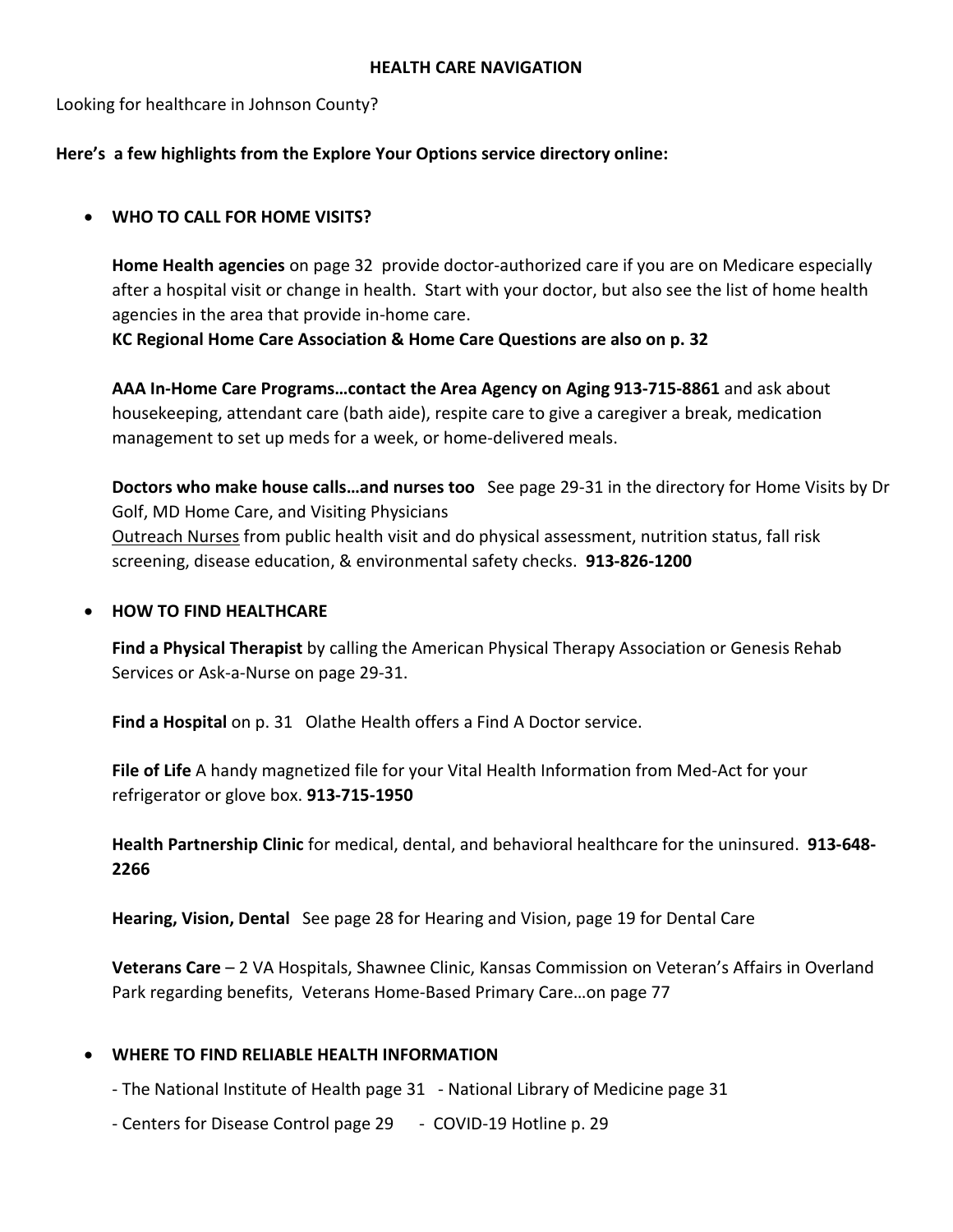# HEALTH CARE NAVIGATION

Looking for healthcare in Johnson County?

**Here's a few highlights from the Explore Your Options service directory online:**

- **WHO TO CALL FOR HOME VISITS?**

  **Home Health agencies** on page 32 provide doctor-authorized care if you are on Medicare especially after a hospital visit or change in health. Start with your doctor, but also see the list of home health agencies in the area that provide in-home care.
  **KC Regional Home Care Association & Home Care Questions are also on p. 32**

  **AAA In-Home Care Programs…contact the Area Agency on Aging 913-715-8861** and ask about housekeeping, attendant care (bath aide), respite care to give a caregiver a break, medication management to set up meds for a week, or home-delivered meals.

  **Doctors who make house calls…and nurses too** See page 29-31 in the directory for Home Visits by Dr Golf, MD Home Care, and Visiting Physicians
  <u>Outreach Nurses</u> from public health visit and do physical assessment, nutrition status, fall risk screening, disease education, & environmental safety checks. **913-826-1200**

- **HOW TO FIND HEALTHCARE**

  **Find a Physical Therapist** by calling the American Physical Therapy Association or Genesis Rehab Services or Ask-a-Nurse on page 29-31.

  **Find a Hospital** on p. 31 Olathe Health offers a Find A Doctor service.

  **File of Life** A handy magnetized file for your Vital Health Information from Med-Act for your refrigerator or glove box. **913-715-1950**

  **Health Partnership Clinic** for medical, dental, and behavioral healthcare for the uninsured. **913-648-2266**

  **Hearing, Vision, Dental** See page 28 for Hearing and Vision, page 19 for Dental Care

  **Veterans Care** – 2 VA Hospitals, Shawnee Clinic, Kansas Commission on Veteran's Affairs in Overland Park regarding benefits, Veterans Home-Based Primary Care…on page 77

- **WHERE TO FIND RELIABLE HEALTH INFORMATION**

  - The National Institute of Health page 31 - National Library of Medicine page 31

  - Centers for Disease Control page 29 - COVID-19 Hotline p. 29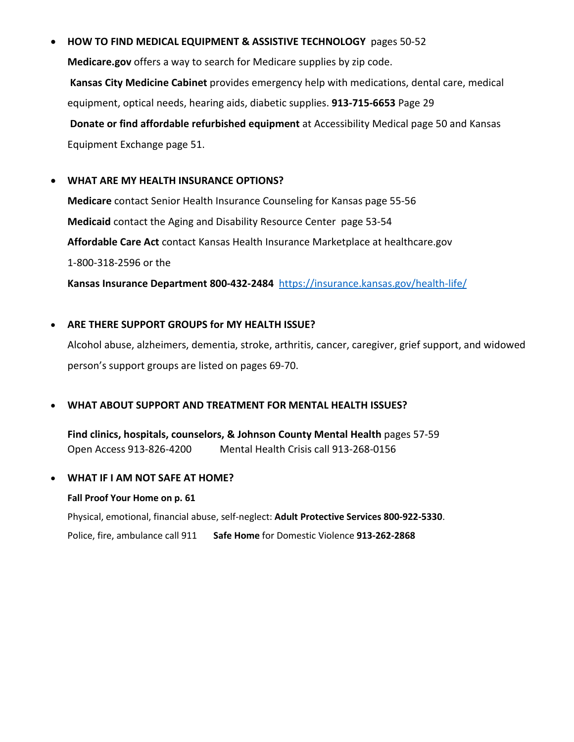- **HOW TO FIND MEDICAL EQUIPMENT & ASSISTIVE TECHNOLOGY** pages 50-52

  **Medicare.gov** offers a way to search for Medicare supplies by zip code.

  **Kansas City Medicine Cabinet** provides emergency help with medications, dental care, medical equipment, optical needs, hearing aids, diabetic supplies. **913-715-6653** Page 29

  **Donate or find affordable refurbished equipment** at Accessibility Medical page 50 and Kansas Equipment Exchange page 51.

- **WHAT ARE MY HEALTH INSURANCE OPTIONS?**

  **Medicare** contact Senior Health Insurance Counseling for Kansas page 55-56

  **Medicaid** contact the Aging and Disability Resource Center page 53-54

  **Affordable Care Act** contact Kansas Health Insurance Marketplace at healthcare.gov 1-800-318-2596 or the

  **Kansas Insurance Department 800-432-2484** [https://insurance.kansas.gov/health-life/](https://insurance.kansas.gov/health-life/)

- **ARE THERE SUPPORT GROUPS for MY HEALTH ISSUE?**

  Alcohol abuse, alzheimers, dementia, stroke, arthritis, cancer, caregiver, grief support, and widowed person's support groups are listed on pages 69-70.

- **WHAT ABOUT SUPPORT AND TREATMENT FOR MENTAL HEALTH ISSUES?**

  **Find clinics, hospitals, counselors, & Johnson County Mental Health** pages 57-59
  Open Access 913-826-4200 Mental Health Crisis call 913-268-0156

- **WHAT IF I AM NOT SAFE AT HOME?**

  **Fall Proof Your Home on p. 61**

  Physical, emotional, financial abuse, self-neglect: **Adult Protective Services 800-922-5330**.

  Police, fire, ambulance call 911 **Safe Home** for Domestic Violence **913-262-2868**